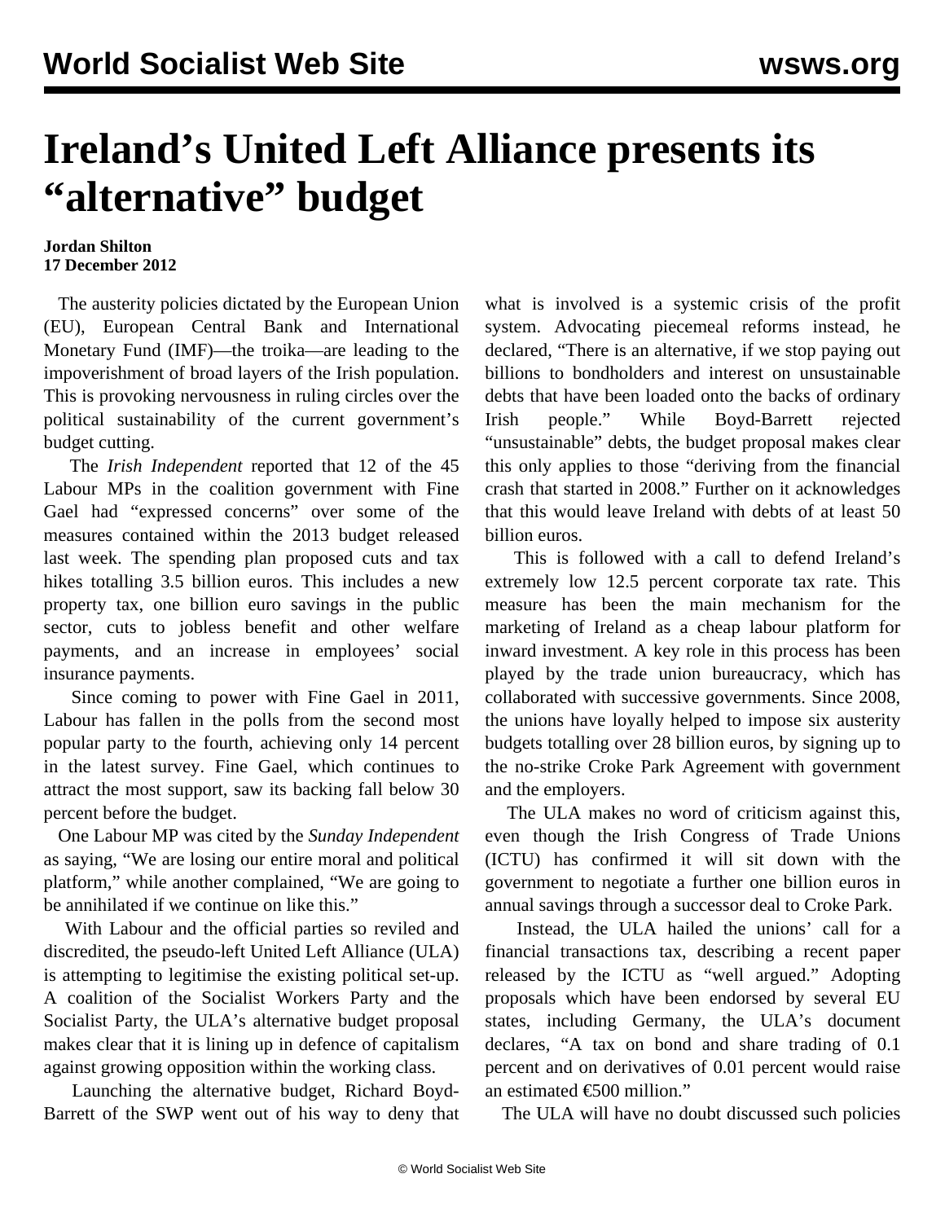# Ireland's United Left Alliance presents its "alternative" budget

**Jordan Shilton**
**17 December 2012**

The austerity policies dictated by the European Union (EU), European Central Bank and International Monetary Fund (IMF)—the troika—are leading to the impoverishment of broad layers of the Irish population. This is provoking nervousness in ruling circles over the political sustainability of the current government's budget cutting.

The *Irish Independent* reported that 12 of the 45 Labour MPs in the coalition government with Fine Gael had "expressed concerns" over some of the measures contained within the 2013 budget released last week. The spending plan proposed cuts and tax hikes totalling 3.5 billion euros. This includes a new property tax, one billion euro savings in the public sector, cuts to jobless benefit and other welfare payments, and an increase in employees' social insurance payments.

Since coming to power with Fine Gael in 2011, Labour has fallen in the polls from the second most popular party to the fourth, achieving only 14 percent in the latest survey. Fine Gael, which continues to attract the most support, saw its backing fall below 30 percent before the budget.

One Labour MP was cited by the *Sunday Independent* as saying, "We are losing our entire moral and political platform," while another complained, "We are going to be annihilated if we continue on like this."

With Labour and the official parties so reviled and discredited, the pseudo-left United Left Alliance (ULA) is attempting to legitimise the existing political set-up. A coalition of the Socialist Workers Party and the Socialist Party, the ULA's alternative budget proposal makes clear that it is lining up in defence of capitalism against growing opposition within the working class.

Launching the alternative budget, Richard Boyd-Barrett of the SWP went out of his way to deny that what is involved is a systemic crisis of the profit system. Advocating piecemeal reforms instead, he declared, "There is an alternative, if we stop paying out billions to bondholders and interest on unsustainable debts that have been loaded onto the backs of ordinary Irish people." While Boyd-Barrett rejected "unsustainable" debts, the budget proposal makes clear this only applies to those "deriving from the financial crash that started in 2008." Further on it acknowledges that this would leave Ireland with debts of at least 50 billion euros.

This is followed with a call to defend Ireland's extremely low 12.5 percent corporate tax rate. This measure has been the main mechanism for the marketing of Ireland as a cheap labour platform for inward investment. A key role in this process has been played by the trade union bureaucracy, which has collaborated with successive governments. Since 2008, the unions have loyally helped to impose six austerity budgets totalling over 28 billion euros, by signing up to the no-strike Croke Park Agreement with government and the employers.

The ULA makes no word of criticism against this, even though the Irish Congress of Trade Unions (ICTU) has confirmed it will sit down with the government to negotiate a further one billion euros in annual savings through a successor deal to Croke Park.

Instead, the ULA hailed the unions' call for a financial transactions tax, describing a recent paper released by the ICTU as "well argued." Adopting proposals which have been endorsed by several EU states, including Germany, the ULA's document declares, "A tax on bond and share trading of 0.1 percent and on derivatives of 0.01 percent would raise an estimated €500 million."

The ULA will have no doubt discussed such policies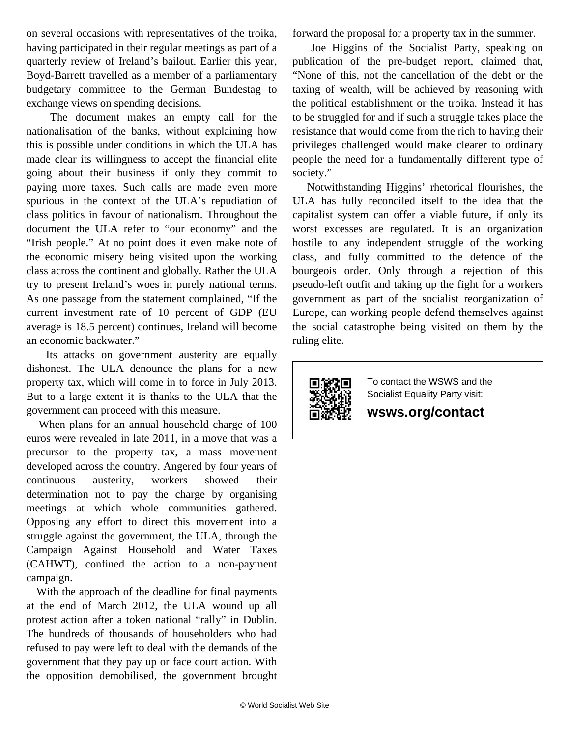on several occasions with representatives of the troika, having participated in their regular meetings as part of a quarterly review of Ireland's bailout. Earlier this year, Boyd-Barrett travelled as a member of a parliamentary budgetary committee to the German Bundestag to exchange views on spending decisions.

The document makes an empty call for the nationalisation of the banks, without explaining how this is possible under conditions in which the ULA has made clear its willingness to accept the financial elite going about their business if only they commit to paying more taxes. Such calls are made even more spurious in the context of the ULA's repudiation of class politics in favour of nationalism. Throughout the document the ULA refer to "our economy" and the "Irish people." At no point does it even make note of the economic misery being visited upon the working class across the continent and globally. Rather the ULA try to present Ireland's woes in purely national terms. As one passage from the statement complained, "If the current investment rate of 10 percent of GDP (EU average is 18.5 percent) continues, Ireland will become an economic backwater."

Its attacks on government austerity are equally dishonest. The ULA denounce the plans for a new property tax, which will come in to force in July 2013. But to a large extent it is thanks to the ULA that the government can proceed with this measure.

When plans for an annual household charge of 100 euros were revealed in late 2011, in a move that was a precursor to the property tax, a mass movement developed across the country. Angered by four years of continuous austerity, workers showed their determination not to pay the charge by organising meetings at which whole communities gathered. Opposing any effort to direct this movement into a struggle against the government, the ULA, through the Campaign Against Household and Water Taxes (CAHWT), confined the action to a non-payment campaign.

With the approach of the deadline for final payments at the end of March 2012, the ULA wound up all protest action after a token national "rally" in Dublin. The hundreds of thousands of householders who had refused to pay were left to deal with the demands of the government that they pay up or face court action. With the opposition demobilised, the government brought forward the proposal for a property tax in the summer.

Joe Higgins of the Socialist Party, speaking on publication of the pre-budget report, claimed that, "None of this, not the cancellation of the debt or the taxing of wealth, will be achieved by reasoning with the political establishment or the troika. Instead it has to be struggled for and if such a struggle takes place the resistance that would come from the rich to having their privileges challenged would make clearer to ordinary people the need for a fundamentally different type of society."

Notwithstanding Higgins' rhetorical flourishes, the ULA has fully reconciled itself to the idea that the capitalist system can offer a viable future, if only its worst excesses are regulated. It is an organization hostile to any independent struggle of the working class, and fully committed to the defence of the bourgeois order. Only through a rejection of this pseudo-left outfit and taking up the fight for a workers government as part of the socialist reorganization of Europe, can working people defend themselves against the social catastrophe being visited on them by the ruling elite.

To contact the WSWS and the Socialist Equality Party visit:

**wsws.org/contact**